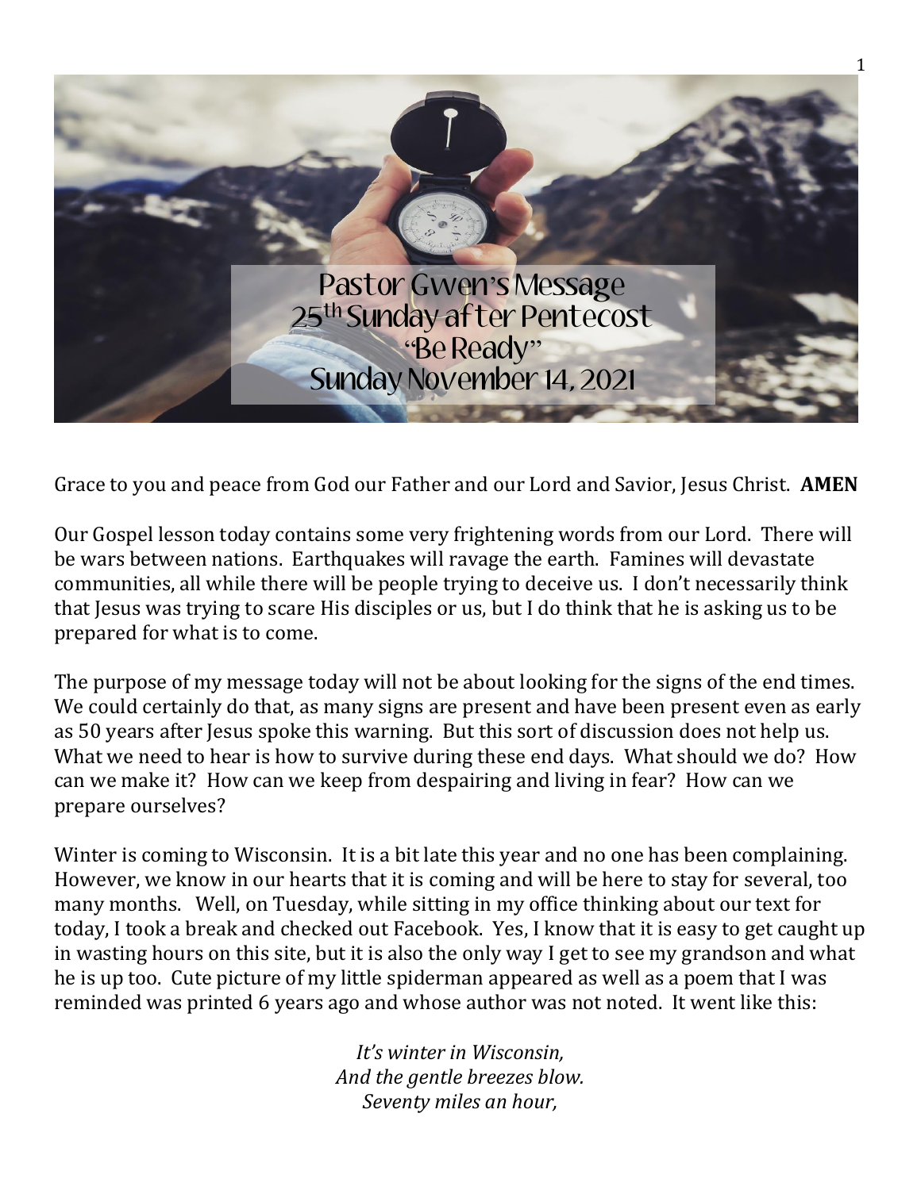# Pastor Gwen's Message
## 25th Sunday after Pentecost
## "Be Ready"
## Sunday November 14, 2021

Grace to you and peace from God our Father and our Lord and Savior, Jesus Christ. **AMEN**

Our Gospel lesson today contains some very frightening words from our Lord. There will be wars between nations. Earthquakes will ravage the earth. Famines will devastate communities, all while there will be people trying to deceive us. I don't necessarily think that Jesus was trying to scare His disciples or us, but I do think that he is asking us to be prepared for what is to come.

The purpose of my message today will not be about looking for the signs of the end times. We could certainly do that, as many signs are present and have been present even as early as 50 years after Jesus spoke this warning. But this sort of discussion does not help us. What we need to hear is how to survive during these end days. What should we do? How can we make it? How can we keep from despairing and living in fear? How can we prepare ourselves?

Winter is coming to Wisconsin. It is a bit late this year and no one has been complaining. However, we know in our hearts that it is coming and will be here to stay for several, too many months. Well, on Tuesday, while sitting in my office thinking about our text for today, I took a break and checked out Facebook. Yes, I know that it is easy to get caught up in wasting hours on this site, but it is also the only way I get to see my grandson and what he is up too. Cute picture of my little spiderman appeared as well as a poem that I was reminded was printed 6 years ago and whose author was not noted. It went like this:

*It's winter in Wisconsin,*
*And the gentle breezes blow.*
*Seventy miles an hour,*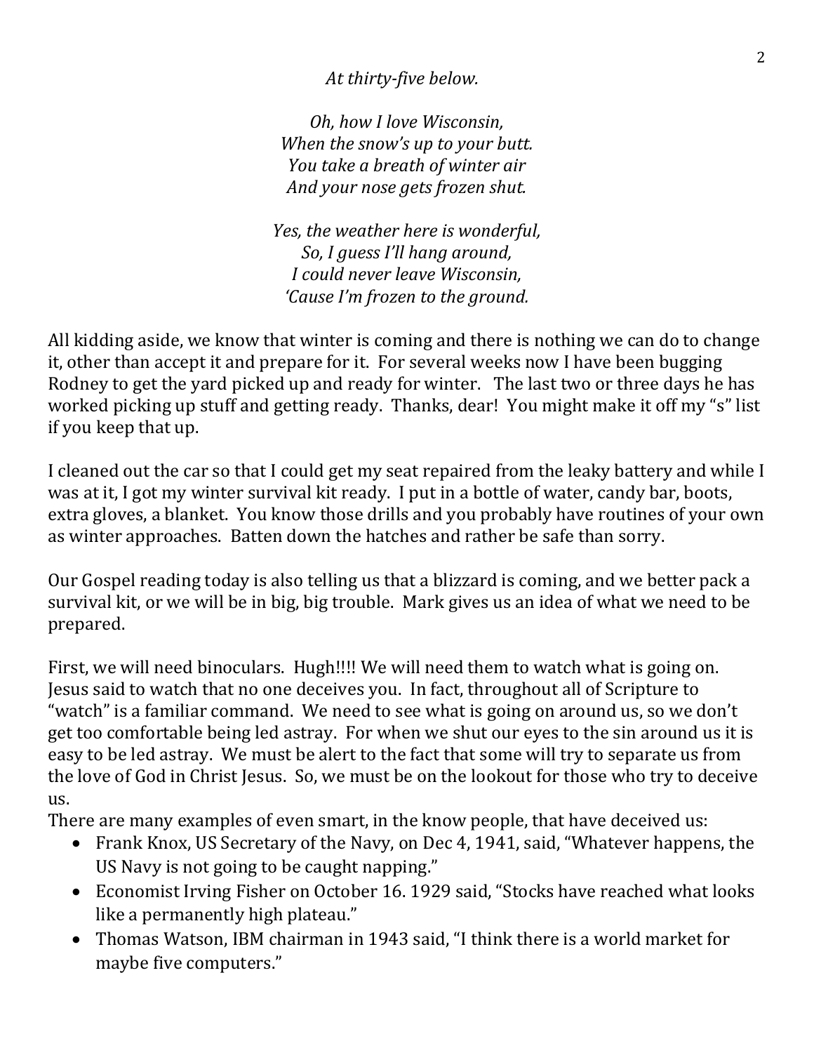*At thirty-five below.*

*Oh, how I love Wisconsin,*
*When the snow's up to your butt.*
*You take a breath of winter air*
*And your nose gets frozen shut.*

*Yes, the weather here is wonderful,*
*So, I guess I'll hang around,*
*I could never leave Wisconsin,*
*'Cause I'm frozen to the ground.*

All kidding aside, we know that winter is coming and there is nothing we can do to change it, other than accept it and prepare for it. For several weeks now I have been bugging Rodney to get the yard picked up and ready for winter. The last two or three days he has worked picking up stuff and getting ready. Thanks, dear! You might make it off my "s" list if you keep that up.

I cleaned out the car so that I could get my seat repaired from the leaky battery and while I was at it, I got my winter survival kit ready. I put in a bottle of water, candy bar, boots, extra gloves, a blanket. You know those drills and you probably have routines of your own as winter approaches. Batten down the hatches and rather be safe than sorry.

Our Gospel reading today is also telling us that a blizzard is coming, and we better pack a survival kit, or we will be in big, big trouble. Mark gives us an idea of what we need to be prepared.

First, we will need binoculars. Hugh!!!! We will need them to watch what is going on. Jesus said to watch that no one deceives you. In fact, throughout all of Scripture to "watch" is a familiar command. We need to see what is going on around us, so we don't get too comfortable being led astray. For when we shut our eyes to the sin around us it is easy to be led astray. We must be alert to the fact that some will try to separate us from the love of God in Christ Jesus. So, we must be on the lookout for those who try to deceive us.

There are many examples of even smart, in the know people, that have deceived us:

- Frank Knox, US Secretary of the Navy, on Dec 4, 1941, said, "Whatever happens, the US Navy is not going to be caught napping."
- Economist Irving Fisher on October 16. 1929 said, "Stocks have reached what looks like a permanently high plateau."
- Thomas Watson, IBM chairman in 1943 said, "I think there is a world market for maybe five computers."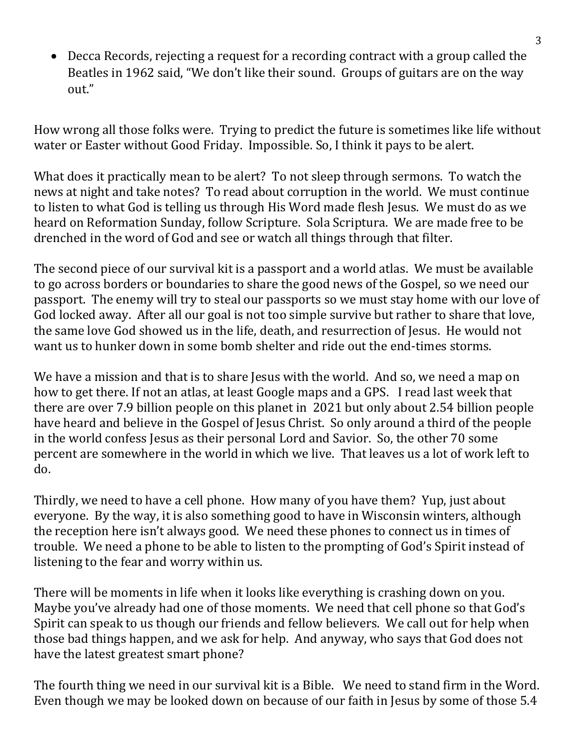- Decca Records, rejecting a request for a recording contract with a group called the Beatles in 1962 said, "We don't like their sound. Groups of guitars are on the way out."

How wrong all those folks were. Trying to predict the future is sometimes like life without water or Easter without Good Friday. Impossible. So, I think it pays to be alert.

What does it practically mean to be alert? To not sleep through sermons. To watch the news at night and take notes? To read about corruption in the world. We must continue to listen to what God is telling us through His Word made flesh Jesus. We must do as we heard on Reformation Sunday, follow Scripture. Sola Scriptura. We are made free to be drenched in the word of God and see or watch all things through that filter.

The second piece of our survival kit is a passport and a world atlas. We must be available to go across borders or boundaries to share the good news of the Gospel, so we need our passport. The enemy will try to steal our passports so we must stay home with our love of God locked away. After all our goal is not too simple survive but rather to share that love, the same love God showed us in the life, death, and resurrection of Jesus. He would not want us to hunker down in some bomb shelter and ride out the end-times storms.

We have a mission and that is to share Jesus with the world. And so, we need a map on how to get there. If not an atlas, at least Google maps and a GPS. I read last week that there are over 7.9 billion people on this planet in 2021 but only about 2.54 billion people have heard and believe in the Gospel of Jesus Christ. So only around a third of the people in the world confess Jesus as their personal Lord and Savior. So, the other 70 some percent are somewhere in the world in which we live. That leaves us a lot of work left to do.

Thirdly, we need to have a cell phone. How many of you have them? Yup, just about everyone. By the way, it is also something good to have in Wisconsin winters, although the reception here isn't always good. We need these phones to connect us in times of trouble. We need a phone to be able to listen to the prompting of God's Spirit instead of listening to the fear and worry within us.

There will be moments in life when it looks like everything is crashing down on you. Maybe you've already had one of those moments. We need that cell phone so that God's Spirit can speak to us though our friends and fellow believers. We call out for help when those bad things happen, and we ask for help. And anyway, who says that God does not have the latest greatest smart phone?

The fourth thing we need in our survival kit is a Bible. We need to stand firm in the Word. Even though we may be looked down on because of our faith in Jesus by some of those 5.4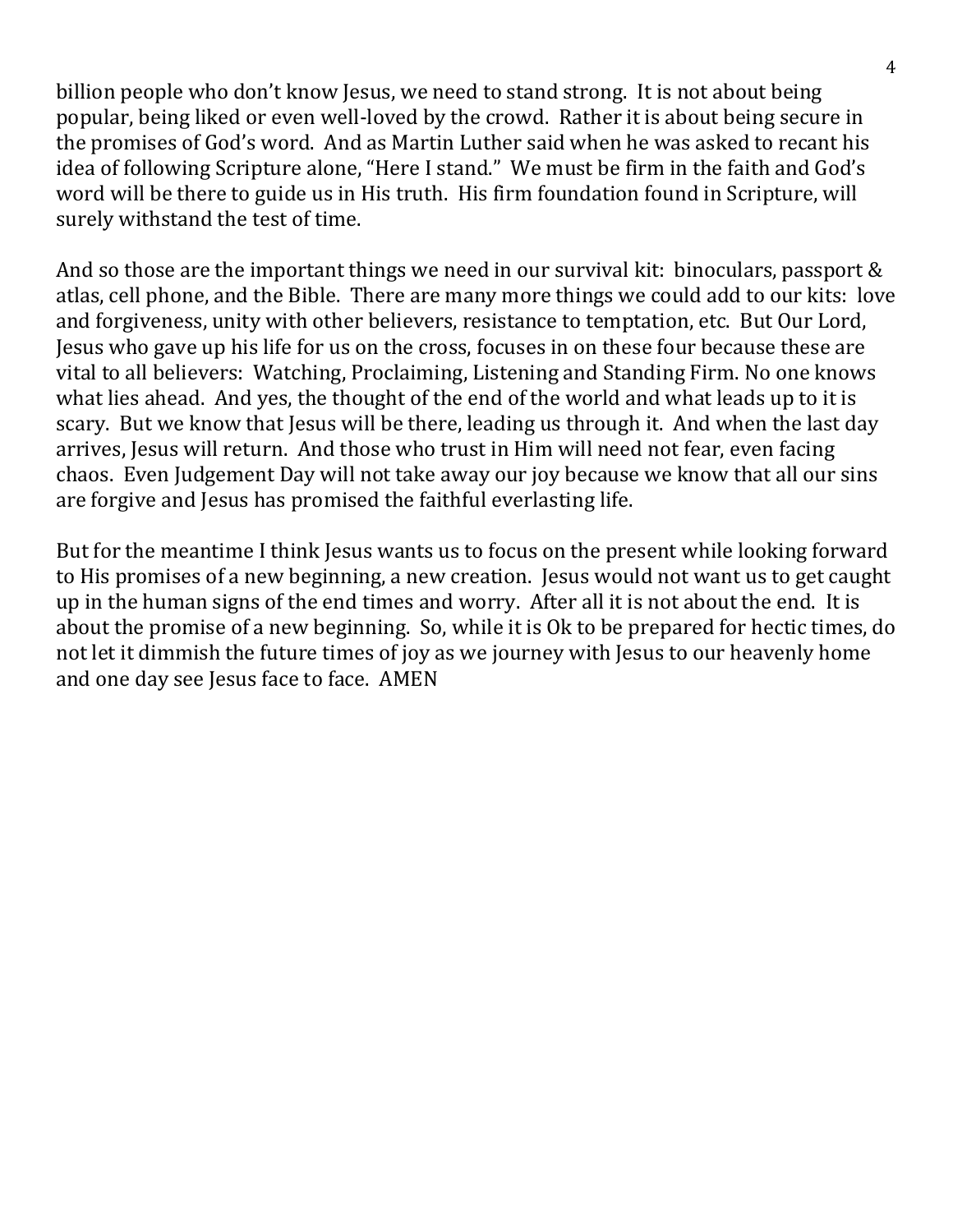billion people who don't know Jesus, we need to stand strong. It is not about being popular, being liked or even well-loved by the crowd. Rather it is about being secure in the promises of God's word. And as Martin Luther said when he was asked to recant his idea of following Scripture alone, "Here I stand." We must be firm in the faith and God's word will be there to guide us in His truth. His firm foundation found in Scripture, will surely withstand the test of time.

And so those are the important things we need in our survival kit: binoculars, passport & atlas, cell phone, and the Bible. There are many more things we could add to our kits: love and forgiveness, unity with other believers, resistance to temptation, etc. But Our Lord, Jesus who gave up his life for us on the cross, focuses in on these four because these are vital to all believers: Watching, Proclaiming, Listening and Standing Firm. No one knows what lies ahead. And yes, the thought of the end of the world and what leads up to it is scary. But we know that Jesus will be there, leading us through it. And when the last day arrives, Jesus will return. And those who trust in Him will need not fear, even facing chaos. Even Judgement Day will not take away our joy because we know that all our sins are forgive and Jesus has promised the faithful everlasting life.

But for the meantime I think Jesus wants us to focus on the present while looking forward to His promises of a new beginning, a new creation. Jesus would not want us to get caught up in the human signs of the end times and worry. After all it is not about the end. It is about the promise of a new beginning. So, while it is Ok to be prepared for hectic times, do not let it dimmish the future times of joy as we journey with Jesus to our heavenly home and one day see Jesus face to face. AMEN